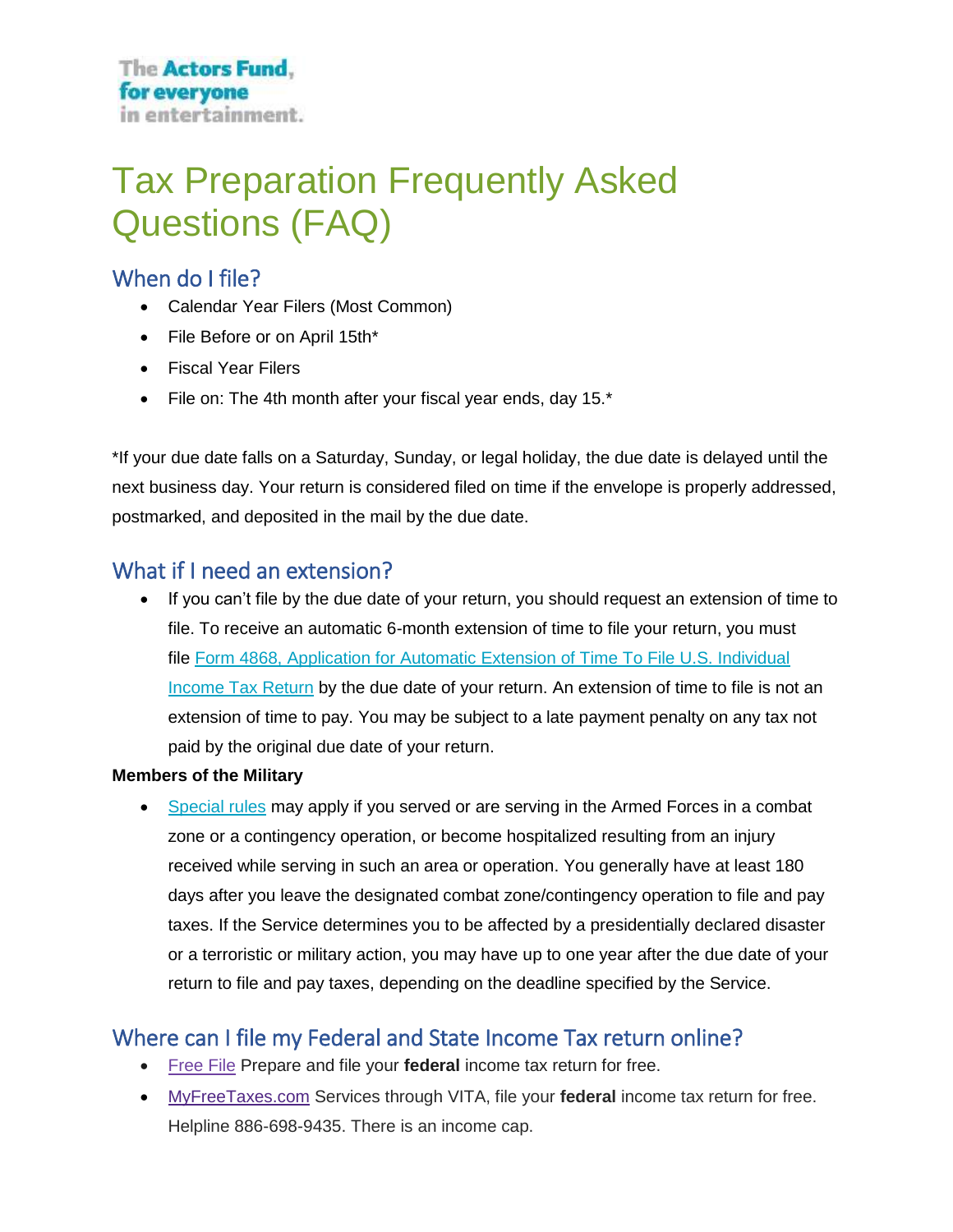The Actors Fund, for everyone in entertainment.

# Tax Preparation Frequently Asked Questions (FAQ)

## When do I file?

- Calendar Year Filers (Most Common)
- File Before or on April 15th*
- Fiscal Year Filers
- File on: The 4th month after your fiscal year ends, day 15.*

*If your due date falls on a Saturday, Sunday, or legal holiday, the due date is delayed until the next business day. Your return is considered filed on time if the envelope is properly addressed, postmarked, and deposited in the mail by the due date.

## What if I need an extension?

- If you can't file by the due date of your return, you should request an extension of time to file. To receive an automatic 6-month extension of time to file your return, you must file Form 4868, Application for Automatic Extension of Time To File U.S. Individual Income Tax Return by the due date of your return. An extension of time to file is not an extension of time to pay. You may be subject to a late payment penalty on any tax not paid by the original due date of your return.

**Members of the Military**

- Special rules may apply if you served or are serving in the Armed Forces in a combat zone or a contingency operation, or become hospitalized resulting from an injury received while serving in such an area or operation. You generally have at least 180 days after you leave the designated combat zone/contingency operation to file and pay taxes. If the Service determines you to be affected by a presidentially declared disaster or a terroristic or military action, you may have up to one year after the due date of your return to file and pay taxes, depending on the deadline specified by the Service.

## Where can I file my Federal and State Income Tax return online?

- Free File Prepare and file your **federal** income tax return for free.
- MyFreeTaxes.com Services through VITA, file your **federal** income tax return for free. Helpline 886-698-9435. There is an income cap.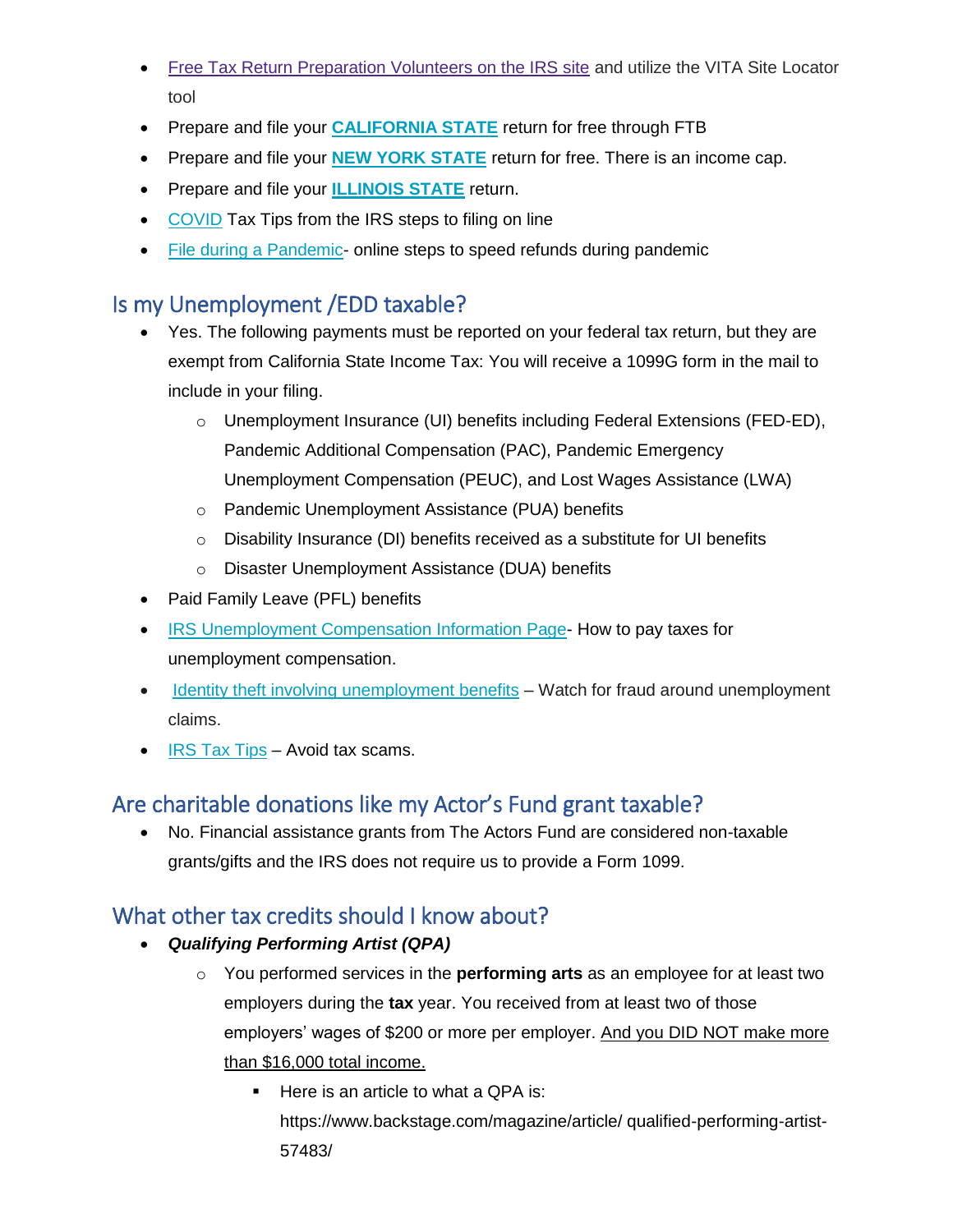- Free Tax Return Preparation Volunteers on the IRS site and utilize the VITA Site Locator tool
- Prepare and file your **CALIFORNIA STATE** return for free through FTB
- Prepare and file your **NEW YORK STATE** return for free. There is an income cap.
- Prepare and file your **ILLINOIS STATE** return.
- COVID Tax Tips from the IRS steps to filing on line
- File during a Pandemic- online steps to speed refunds during pandemic

## Is my Unemployment /EDD taxable?

- Yes. The following payments must be reported on your federal tax return, but they are exempt from California State Income Tax: You will receive a 1099G form in the mail to include in your filing.
    - Unemployment Insurance (UI) benefits including Federal Extensions (FED-ED), Pandemic Additional Compensation (PAC), Pandemic Emergency Unemployment Compensation (PEUC), and Lost Wages Assistance (LWA)
    - Pandemic Unemployment Assistance (PUA) benefits
    - Disability Insurance (DI) benefits received as a substitute for UI benefits
    - Disaster Unemployment Assistance (DUA) benefits
- Paid Family Leave (PFL) benefits
- IRS Unemployment Compensation Information Page- How to pay taxes for unemployment compensation.
- Identity theft involving unemployment benefits – Watch for fraud around unemployment claims.
- IRS Tax Tips – Avoid tax scams.

## Are charitable donations like my Actor's Fund grant taxable?

- No. Financial assistance grants from The Actors Fund are considered non-taxable grants/gifts and the IRS does not require us to provide a Form 1099.

## What other tax credits should I know about?

- ***Qualifying Performing Artist (QPA)***
    - You performed services in the **performing arts** as an employee for at least two employers during the **tax** year. You received from at least two of those employers' wages of $200 or more per employer. And you DID NOT make more than $16,000 total income.
        - Here is an article to what a QPA is: https://www.backstage.com/magazine/article/ qualified-performing-artist-57483/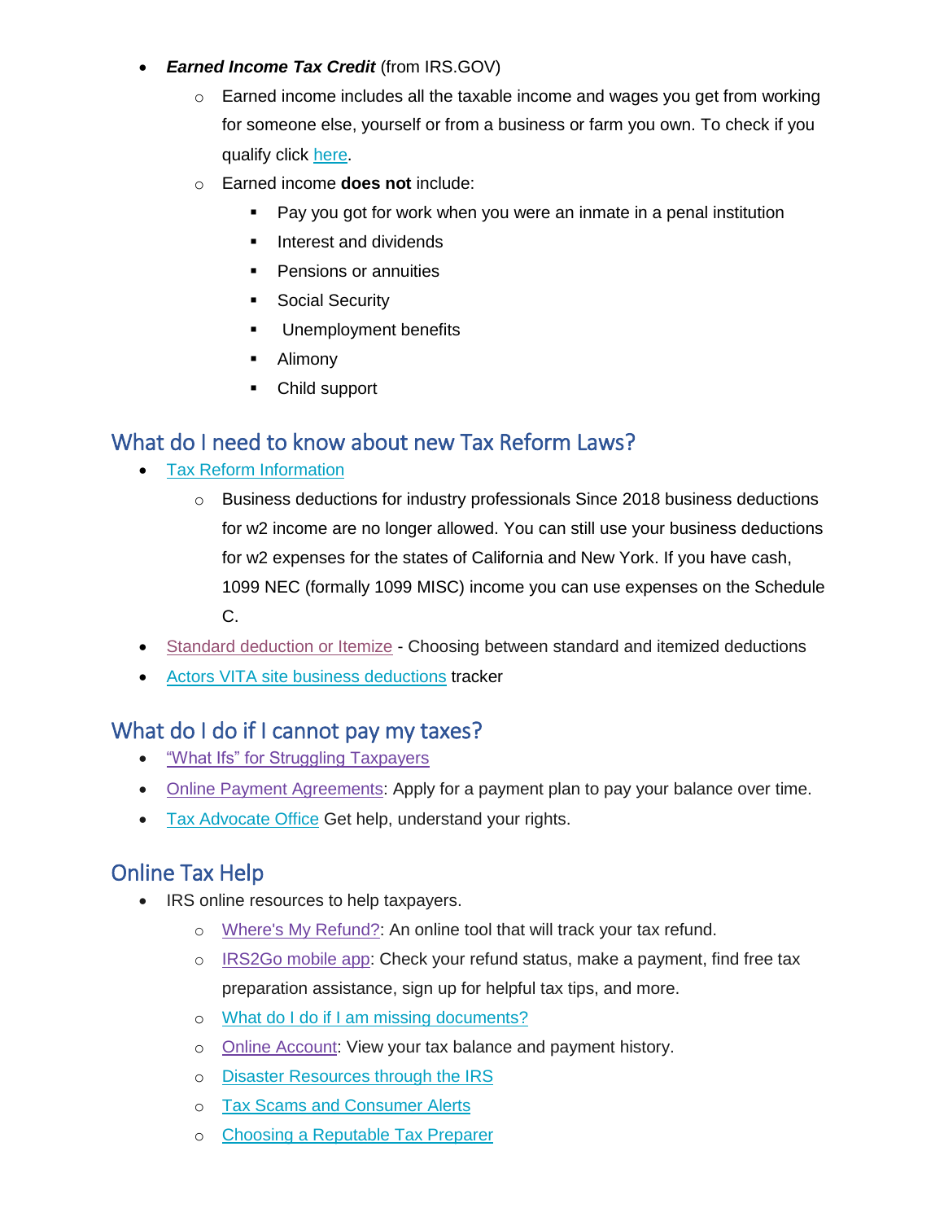- ***Earned Income Tax Credit*** (from IRS.GOV)
  - Earned income includes all the taxable income and wages you get from working for someone else, yourself or from a business or farm you own. To check if you qualify click here.
  - Earned income **does not** include:
    - Pay you got for work when you were an inmate in a penal institution
    - Interest and dividends
    - Pensions or annuities
    - Social Security
    - Unemployment benefits
    - Alimony
    - Child support

## What do I need to know about new Tax Reform Laws?

- Tax Reform Information
  - Business deductions for industry professionals Since 2018 business deductions for w2 income are no longer allowed. You can still use your business deductions for w2 expenses for the states of California and New York. If you have cash, 1099 NEC (formally 1099 MISC) income you can use expenses on the Schedule C.
- Standard deduction or Itemize - Choosing between standard and itemized deductions
- Actors VITA site business deductions tracker

## What do I do if I cannot pay my taxes?

- "What Ifs" for Struggling Taxpayers
- Online Payment Agreements: Apply for a payment plan to pay your balance over time.
- Tax Advocate Office Get help, understand your rights.

## Online Tax Help

- IRS online resources to help taxpayers.
  - Where's My Refund?: An online tool that will track your tax refund.
  - IRS2Go mobile app: Check your refund status, make a payment, find free tax preparation assistance, sign up for helpful tax tips, and more.
  - What do I do if I am missing documents?
  - Online Account: View your tax balance and payment history.
  - Disaster Resources through the IRS
  - Tax Scams and Consumer Alerts
  - Choosing a Reputable Tax Preparer